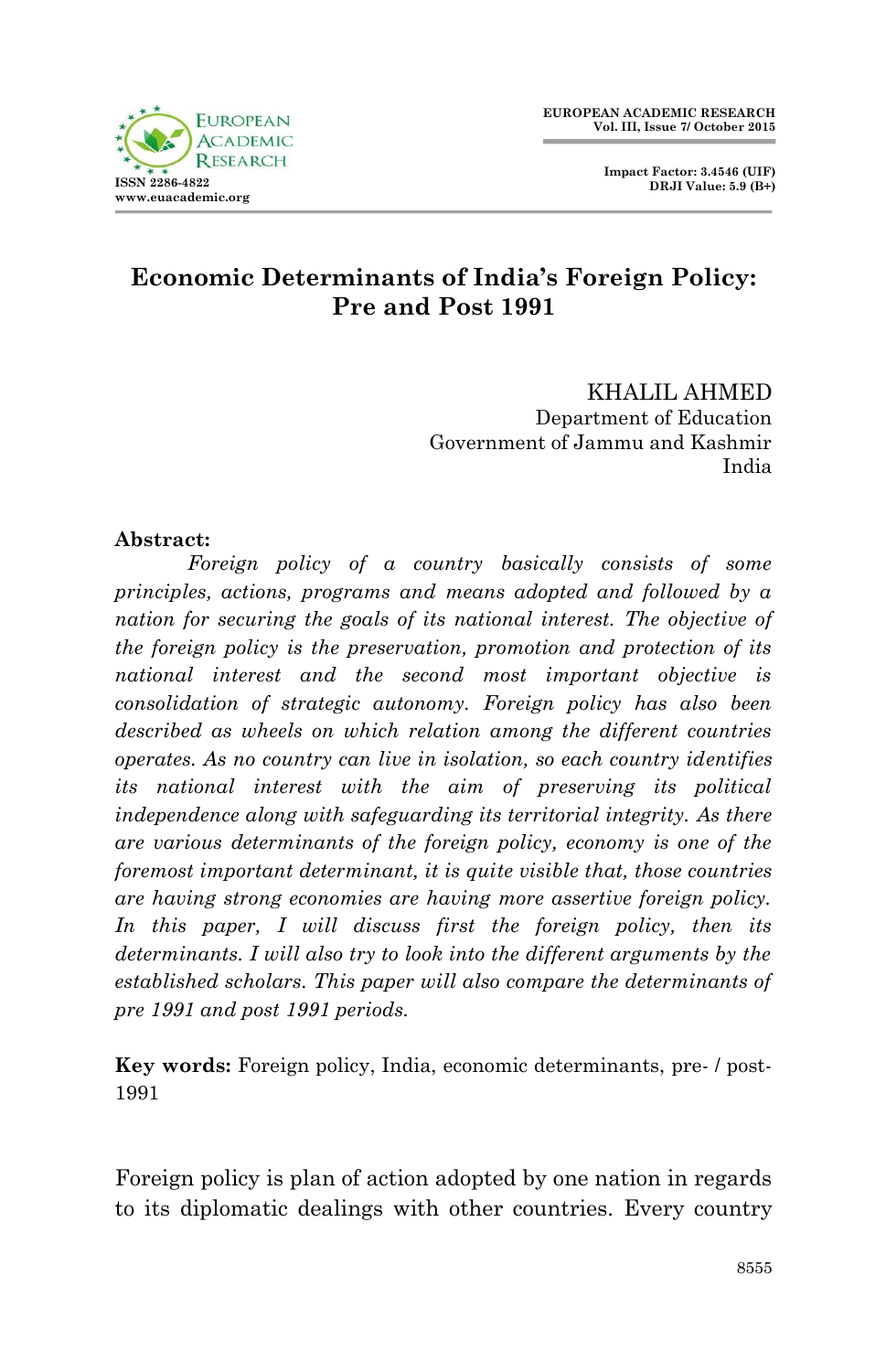# Economic Determinants of India's Foreign Policy: Pre and Post 1991

KHALIL AHMED
Department of Education
Government of Jammu and Kashmir
India

**Abstract:**

*Foreign policy of a country basically consists of some principles, actions, programs and means adopted and followed by a nation for securing the goals of its national interest. The objective of the foreign policy is the preservation, promotion and protection of its national interest and the second most important objective is consolidation of strategic autonomy. Foreign policy has also been described as wheels on which relation among the different countries operates. As no country can live in isolation, so each country identifies its national interest with the aim of preserving its political independence along with safeguarding its territorial integrity. As there are various determinants of the foreign policy, economy is one of the foremost important determinant, it is quite visible that, those countries are having strong economies are having more assertive foreign policy. In this paper, I will discuss first the foreign policy, then its determinants. I will also try to look into the different arguments by the established scholars. This paper will also compare the determinants of pre 1991 and post 1991 periods.*

**Key words:** Foreign policy, India, economic determinants, pre- / post-1991

Foreign policy is plan of action adopted by one nation in regards to its diplomatic dealings with other countries. Every country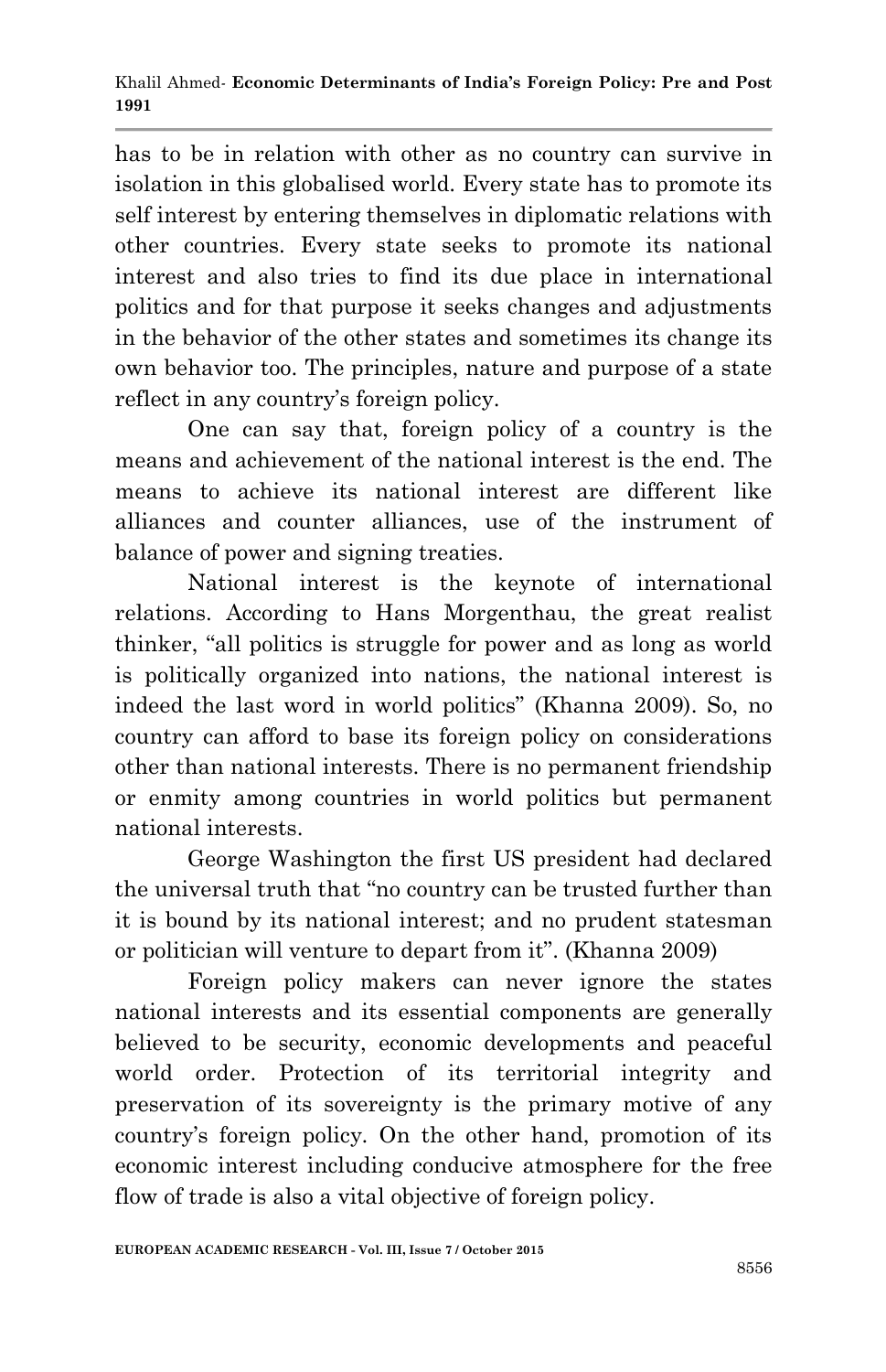has to be in relation with other as no country can survive in isolation in this globalised world. Every state has to promote its self interest by entering themselves in diplomatic relations with other countries. Every state seeks to promote its national interest and also tries to find its due place in international politics and for that purpose it seeks changes and adjustments in the behavior of the other states and sometimes its change its own behavior too. The principles, nature and purpose of a state reflect in any country's foreign policy.

One can say that, foreign policy of a country is the means and achievement of the national interest is the end. The means to achieve its national interest are different like alliances and counter alliances, use of the instrument of balance of power and signing treaties.

National interest is the keynote of international relations. According to Hans Morgenthau, the great realist thinker, "all politics is struggle for power and as long as world is politically organized into nations, the national interest is indeed the last word in world politics" (Khanna 2009). So, no country can afford to base its foreign policy on considerations other than national interests. There is no permanent friendship or enmity among countries in world politics but permanent national interests.

George Washington the first US president had declared the universal truth that "no country can be trusted further than it is bound by its national interest; and no prudent statesman or politician will venture to depart from it". (Khanna 2009)

Foreign policy makers can never ignore the states national interests and its essential components are generally believed to be security, economic developments and peaceful world order. Protection of its territorial integrity and preservation of its sovereignty is the primary motive of any country's foreign policy. On the other hand, promotion of its economic interest including conducive atmosphere for the free flow of trade is also a vital objective of foreign policy.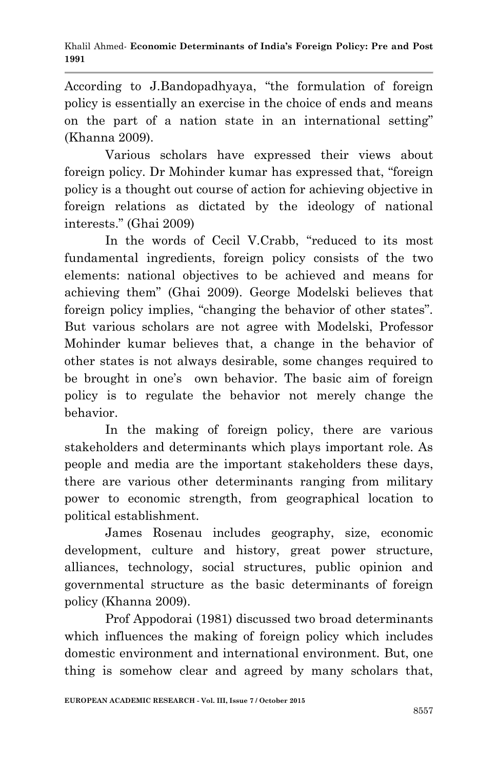According to J.Bandopadhyaya, "the formulation of foreign policy is essentially an exercise in the choice of ends and means on the part of a nation state in an international setting" (Khanna 2009).

Various scholars have expressed their views about foreign policy. Dr Mohinder kumar has expressed that, "foreign policy is a thought out course of action for achieving objective in foreign relations as dictated by the ideology of national interests." (Ghai 2009)

In the words of Cecil V.Crabb, "reduced to its most fundamental ingredients, foreign policy consists of the two elements: national objectives to be achieved and means for achieving them" (Ghai 2009). George Modelski believes that foreign policy implies, "changing the behavior of other states". But various scholars are not agree with Modelski, Professor Mohinder kumar believes that, a change in the behavior of other states is not always desirable, some changes required to be brought in one's own behavior. The basic aim of foreign policy is to regulate the behavior not merely change the behavior.

In the making of foreign policy, there are various stakeholders and determinants which plays important role. As people and media are the important stakeholders these days, there are various other determinants ranging from military power to economic strength, from geographical location to political establishment.

James Rosenau includes geography, size, economic development, culture and history, great power structure, alliances, technology, social structures, public opinion and governmental structure as the basic determinants of foreign policy (Khanna 2009).

Prof Appodorai (1981) discussed two broad determinants which influences the making of foreign policy which includes domestic environment and international environment. But, one thing is somehow clear and agreed by many scholars that,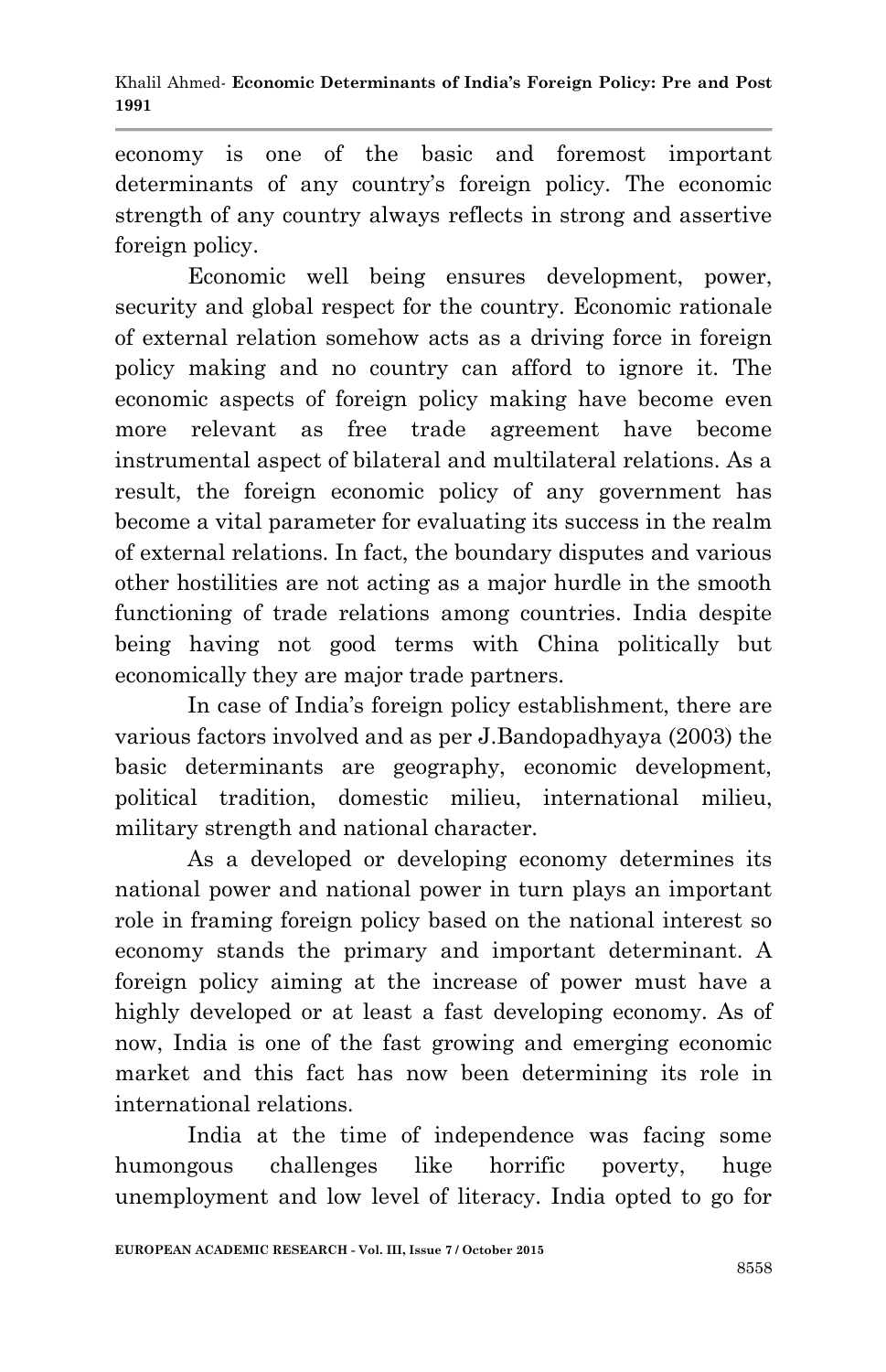economy is one of the basic and foremost important determinants of any country's foreign policy. The economic strength of any country always reflects in strong and assertive foreign policy.

Economic well being ensures development, power, security and global respect for the country. Economic rationale of external relation somehow acts as a driving force in foreign policy making and no country can afford to ignore it. The economic aspects of foreign policy making have become even more relevant as free trade agreement have become instrumental aspect of bilateral and multilateral relations. As a result, the foreign economic policy of any government has become a vital parameter for evaluating its success in the realm of external relations. In fact, the boundary disputes and various other hostilities are not acting as a major hurdle in the smooth functioning of trade relations among countries. India despite being having not good terms with China politically but economically they are major trade partners.

In case of India's foreign policy establishment, there are various factors involved and as per J.Bandopadhyaya (2003) the basic determinants are geography, economic development, political tradition, domestic milieu, international milieu, military strength and national character.

As a developed or developing economy determines its national power and national power in turn plays an important role in framing foreign policy based on the national interest so economy stands the primary and important determinant. A foreign policy aiming at the increase of power must have a highly developed or at least a fast developing economy. As of now, India is one of the fast growing and emerging economic market and this fact has now been determining its role in international relations.

India at the time of independence was facing some humongous challenges like horrific poverty, huge unemployment and low level of literacy. India opted to go for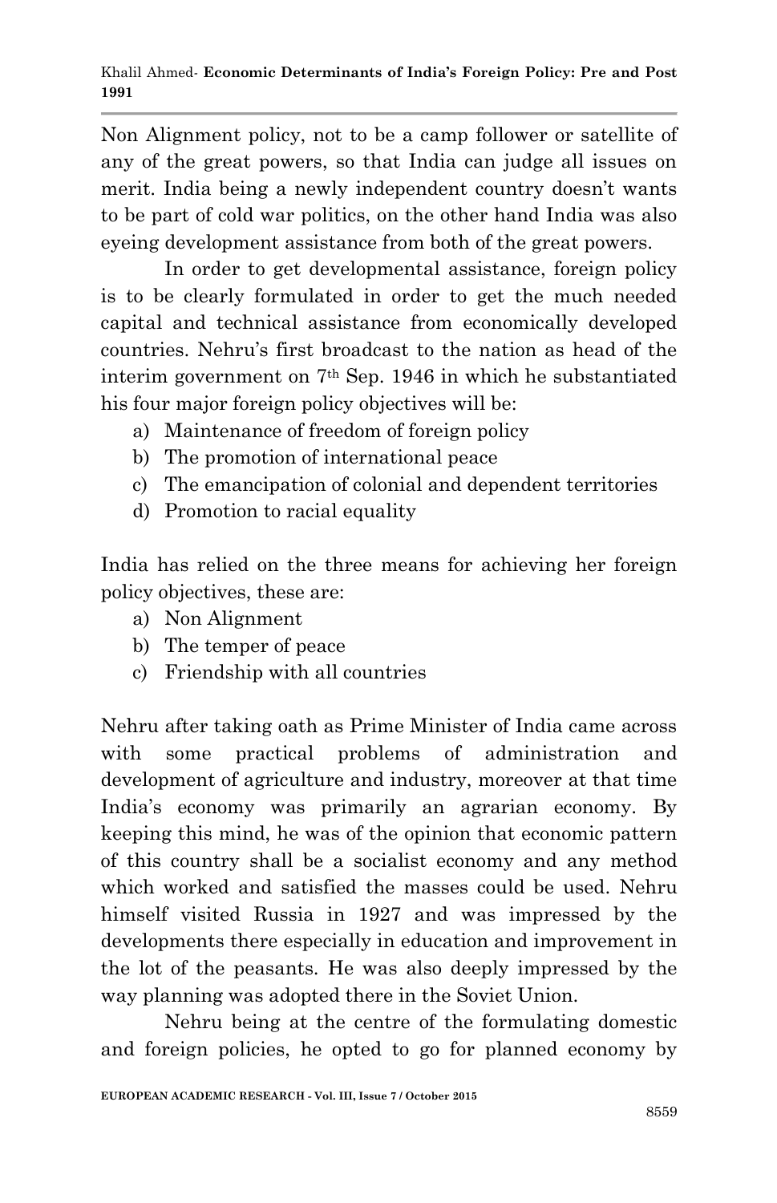Non Alignment policy, not to be a camp follower or satellite of any of the great powers, so that India can judge all issues on merit. India being a newly independent country doesn't wants to be part of cold war politics, on the other hand India was also eyeing development assistance from both of the great powers.

In order to get developmental assistance, foreign policy is to be clearly formulated in order to get the much needed capital and technical assistance from economically developed countries. Nehru's first broadcast to the nation as head of the interim government on 7th Sep. 1946 in which he substantiated his four major foreign policy objectives will be:

a) Maintenance of freedom of foreign policy
b) The promotion of international peace
c) The emancipation of colonial and dependent territories
d) Promotion to racial equality

India has relied on the three means for achieving her foreign policy objectives, these are:

a) Non Alignment
b) The temper of peace
c) Friendship with all countries

Nehru after taking oath as Prime Minister of India came across with some practical problems of administration and development of agriculture and industry, moreover at that time India's economy was primarily an agrarian economy. By keeping this mind, he was of the opinion that economic pattern of this country shall be a socialist economy and any method which worked and satisfied the masses could be used. Nehru himself visited Russia in 1927 and was impressed by the developments there especially in education and improvement in the lot of the peasants. He was also deeply impressed by the way planning was adopted there in the Soviet Union.

Nehru being at the centre of the formulating domestic and foreign policies, he opted to go for planned economy by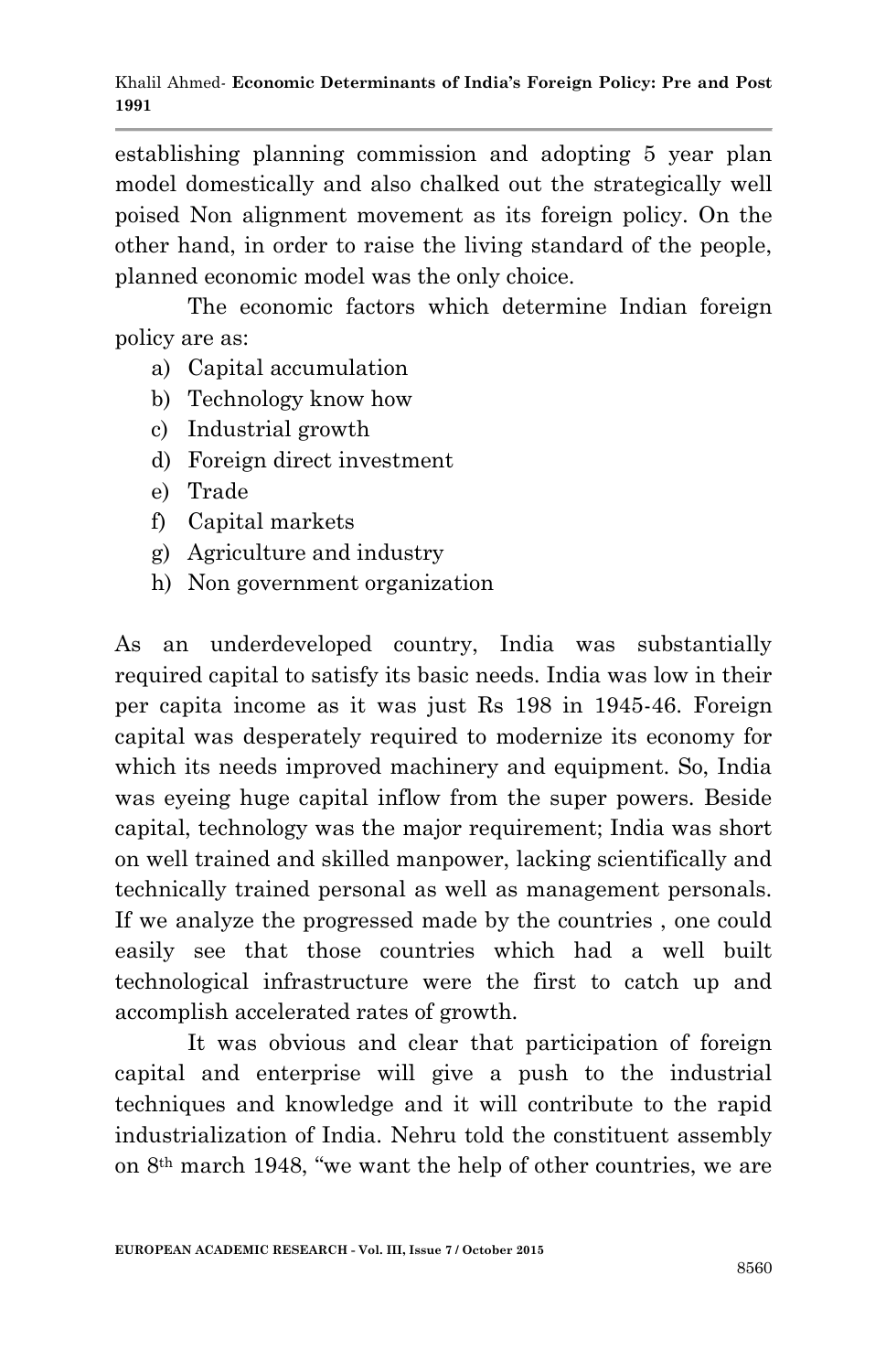establishing planning commission and adopting 5 year plan model domestically and also chalked out the strategically well poised Non alignment movement as its foreign policy. On the other hand, in order to raise the living standard of the people, planned economic model was the only choice.

The economic factors which determine Indian foreign policy are as:

a) Capital accumulation
b) Technology know how
c) Industrial growth
d) Foreign direct investment
e) Trade
f) Capital markets
g) Agriculture and industry
h) Non government organization

As an underdeveloped country, India was substantially required capital to satisfy its basic needs. India was low in their per capita income as it was just Rs 198 in 1945-46. Foreign capital was desperately required to modernize its economy for which its needs improved machinery and equipment. So, India was eyeing huge capital inflow from the super powers. Beside capital, technology was the major requirement; India was short on well trained and skilled manpower, lacking scientifically and technically trained personal as well as management personals. If we analyze the progressed made by the countries , one could easily see that those countries which had a well built technological infrastructure were the first to catch up and accomplish accelerated rates of growth.

It was obvious and clear that participation of foreign capital and enterprise will give a push to the industrial techniques and knowledge and it will contribute to the rapid industrialization of India. Nehru told the constituent assembly on 8th march 1948, "we want the help of other countries, we are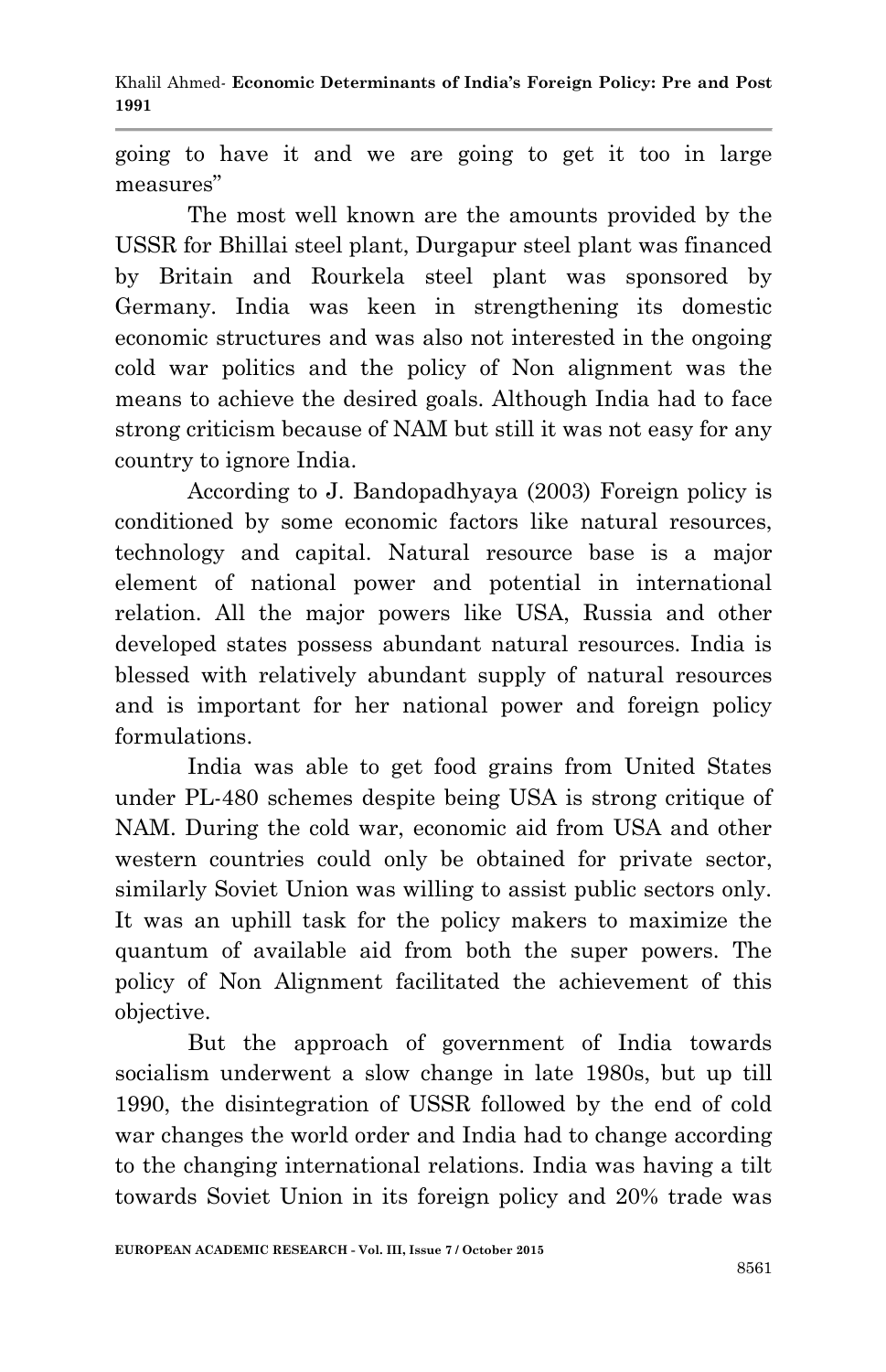going to have it and we are going to get it too in large measures"

The most well known are the amounts provided by the USSR for Bhillai steel plant, Durgapur steel plant was financed by Britain and Rourkela steel plant was sponsored by Germany. India was keen in strengthening its domestic economic structures and was also not interested in the ongoing cold war politics and the policy of Non alignment was the means to achieve the desired goals. Although India had to face strong criticism because of NAM but still it was not easy for any country to ignore India.

According to J. Bandopadhyaya (2003) Foreign policy is conditioned by some economic factors like natural resources, technology and capital. Natural resource base is a major element of national power and potential in international relation. All the major powers like USA, Russia and other developed states possess abundant natural resources. India is blessed with relatively abundant supply of natural resources and is important for her national power and foreign policy formulations.

India was able to get food grains from United States under PL-480 schemes despite being USA is strong critique of NAM. During the cold war, economic aid from USA and other western countries could only be obtained for private sector, similarly Soviet Union was willing to assist public sectors only. It was an uphill task for the policy makers to maximize the quantum of available aid from both the super powers. The policy of Non Alignment facilitated the achievement of this objective.

But the approach of government of India towards socialism underwent a slow change in late 1980s, but up till 1990, the disintegration of USSR followed by the end of cold war changes the world order and India had to change according to the changing international relations. India was having a tilt towards Soviet Union in its foreign policy and 20% trade was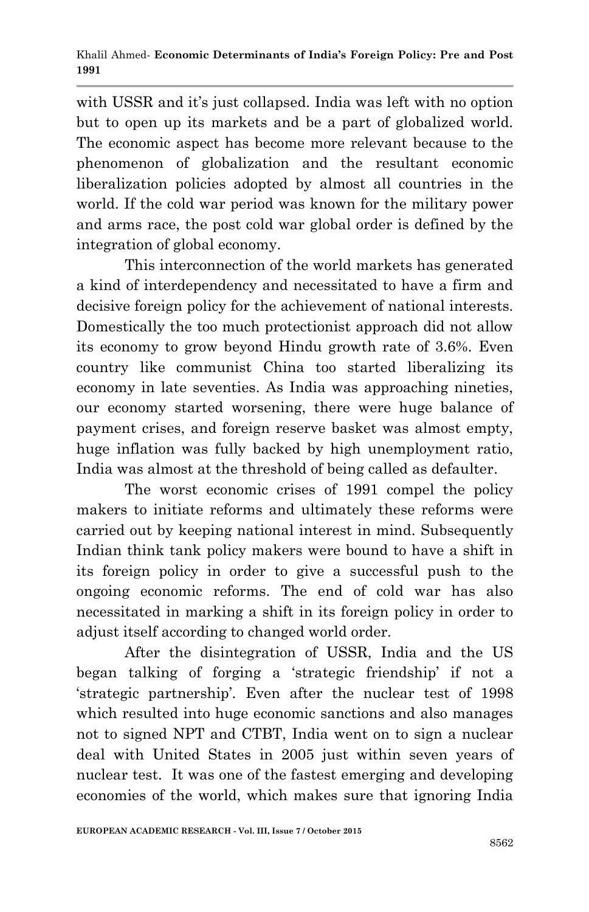with USSR and it's just collapsed. India was left with no option but to open up its markets and be a part of globalized world. The economic aspect has become more relevant because to the phenomenon of globalization and the resultant economic liberalization policies adopted by almost all countries in the world. If the cold war period was known for the military power and arms race, the post cold war global order is defined by the integration of global economy.

This interconnection of the world markets has generated a kind of interdependency and necessitated to have a firm and decisive foreign policy for the achievement of national interests. Domestically the too much protectionist approach did not allow its economy to grow beyond Hindu growth rate of 3.6%. Even country like communist China too started liberalizing its economy in late seventies. As India was approaching nineties, our economy started worsening, there were huge balance of payment crises, and foreign reserve basket was almost empty, huge inflation was fully backed by high unemployment ratio, India was almost at the threshold of being called as defaulter.

The worst economic crises of 1991 compel the policy makers to initiate reforms and ultimately these reforms were carried out by keeping national interest in mind. Subsequently Indian think tank policy makers were bound to have a shift in its foreign policy in order to give a successful push to the ongoing economic reforms. The end of cold war has also necessitated in marking a shift in its foreign policy in order to adjust itself according to changed world order.

After the disintegration of USSR, India and the US began talking of forging a 'strategic friendship' if not a 'strategic partnership'. Even after the nuclear test of 1998 which resulted into huge economic sanctions and also manages not to signed NPT and CTBT, India went on to sign a nuclear deal with United States in 2005 just within seven years of nuclear test. It was one of the fastest emerging and developing economies of the world, which makes sure that ignoring India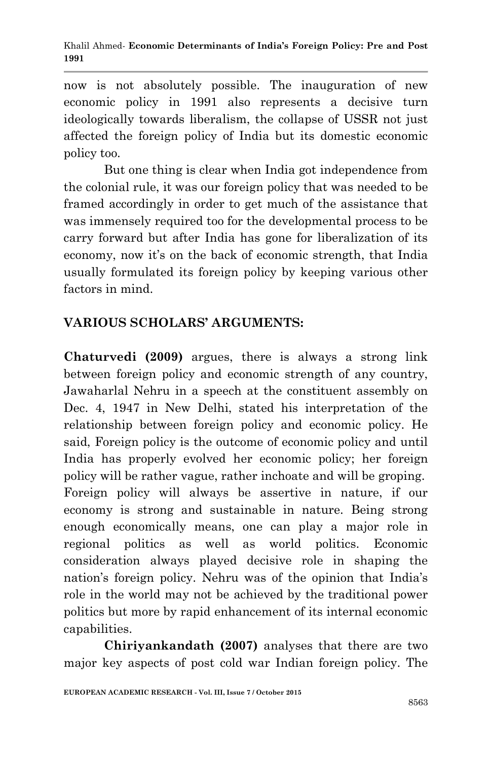now is not absolutely possible. The inauguration of new economic policy in 1991 also represents a decisive turn ideologically towards liberalism, the collapse of USSR not just affected the foreign policy of India but its domestic economic policy too.

But one thing is clear when India got independence from the colonial rule, it was our foreign policy that was needed to be framed accordingly in order to get much of the assistance that was immensely required too for the developmental process to be carry forward but after India has gone for liberalization of its economy, now it's on the back of economic strength, that India usually formulated its foreign policy by keeping various other factors in mind.

## VARIOUS SCHOLARS' ARGUMENTS:

**Chaturvedi (2009)** argues, there is always a strong link between foreign policy and economic strength of any country, Jawaharlal Nehru in a speech at the constituent assembly on Dec. 4, 1947 in New Delhi, stated his interpretation of the relationship between foreign policy and economic policy. He said, Foreign policy is the outcome of economic policy and until India has properly evolved her economic policy; her foreign policy will be rather vague, rather inchoate and will be groping. Foreign policy will always be assertive in nature, if our economy is strong and sustainable in nature. Being strong enough economically means, one can play a major role in regional politics as well as world politics. Economic consideration always played decisive role in shaping the nation's foreign policy. Nehru was of the opinion that India's role in the world may not be achieved by the traditional power politics but more by rapid enhancement of its internal economic capabilities.

**Chiriyankandath (2007)** analyses that there are two major key aspects of post cold war Indian foreign policy. The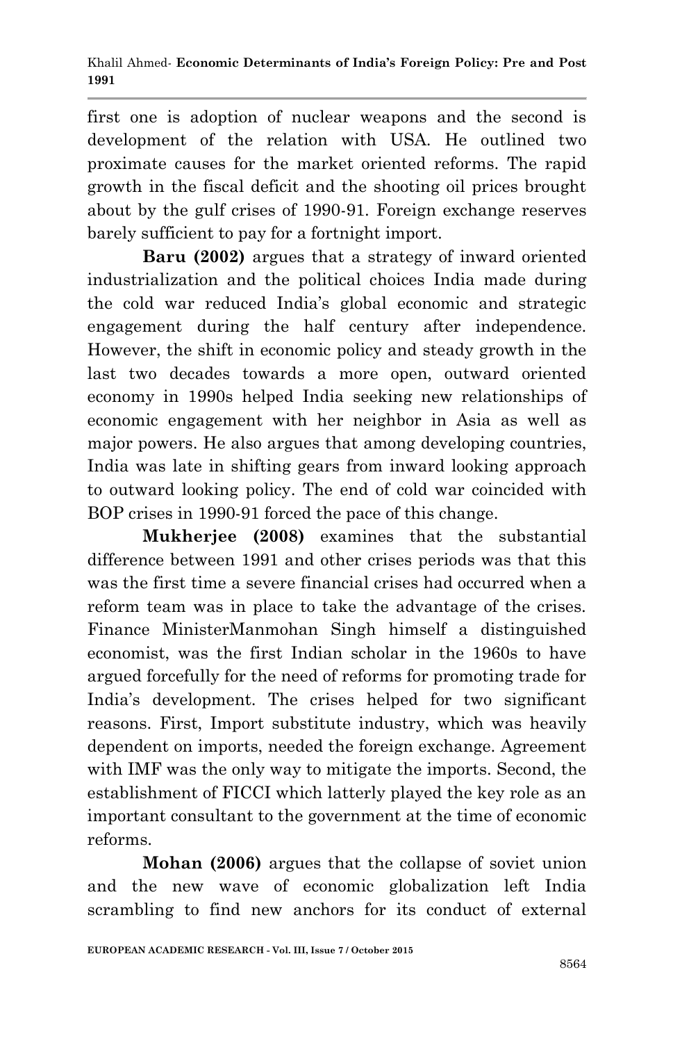first one is adoption of nuclear weapons and the second is development of the relation with USA. He outlined two proximate causes for the market oriented reforms. The rapid growth in the fiscal deficit and the shooting oil prices brought about by the gulf crises of 1990-91. Foreign exchange reserves barely sufficient to pay for a fortnight import.

**Baru (2002)** argues that a strategy of inward oriented industrialization and the political choices India made during the cold war reduced India's global economic and strategic engagement during the half century after independence. However, the shift in economic policy and steady growth in the last two decades towards a more open, outward oriented economy in 1990s helped India seeking new relationships of economic engagement with her neighbor in Asia as well as major powers. He also argues that among developing countries, India was late in shifting gears from inward looking approach to outward looking policy. The end of cold war coincided with BOP crises in 1990-91 forced the pace of this change.

**Mukherjee (2008)** examines that the substantial difference between 1991 and other crises periods was that this was the first time a severe financial crises had occurred when a reform team was in place to take the advantage of the crises. Finance MinisterManmohan Singh himself a distinguished economist, was the first Indian scholar in the 1960s to have argued forcefully for the need of reforms for promoting trade for India's development. The crises helped for two significant reasons. First, Import substitute industry, which was heavily dependent on imports, needed the foreign exchange. Agreement with IMF was the only way to mitigate the imports. Second, the establishment of FICCI which latterly played the key role as an important consultant to the government at the time of economic reforms.

**Mohan (2006)** argues that the collapse of soviet union and the new wave of economic globalization left India scrambling to find new anchors for its conduct of external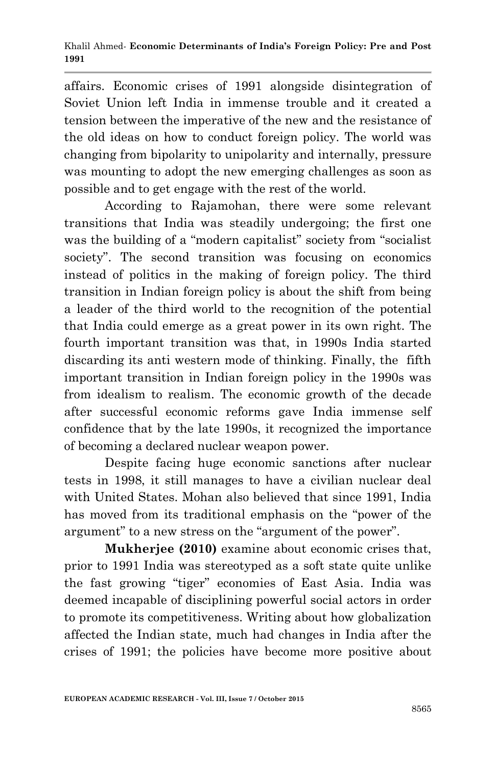affairs. Economic crises of 1991 alongside disintegration of Soviet Union left India in immense trouble and it created a tension between the imperative of the new and the resistance of the old ideas on how to conduct foreign policy. The world was changing from bipolarity to unipolarity and internally, pressure was mounting to adopt the new emerging challenges as soon as possible and to get engage with the rest of the world.

According to Rajamohan, there were some relevant transitions that India was steadily undergoing; the first one was the building of a "modern capitalist" society from "socialist society". The second transition was focusing on economics instead of politics in the making of foreign policy. The third transition in Indian foreign policy is about the shift from being a leader of the third world to the recognition of the potential that India could emerge as a great power in its own right. The fourth important transition was that, in 1990s India started discarding its anti western mode of thinking. Finally, the fifth important transition in Indian foreign policy in the 1990s was from idealism to realism. The economic growth of the decade after successful economic reforms gave India immense self confidence that by the late 1990s, it recognized the importance of becoming a declared nuclear weapon power.

Despite facing huge economic sanctions after nuclear tests in 1998, it still manages to have a civilian nuclear deal with United States. Mohan also believed that since 1991, India has moved from its traditional emphasis on the "power of the argument" to a new stress on the "argument of the power".

**Mukherjee (2010)** examine about economic crises that, prior to 1991 India was stereotyped as a soft state quite unlike the fast growing "tiger" economies of East Asia. India was deemed incapable of disciplining powerful social actors in order to promote its competitiveness. Writing about how globalization affected the Indian state, much had changes in India after the crises of 1991; the policies have become more positive about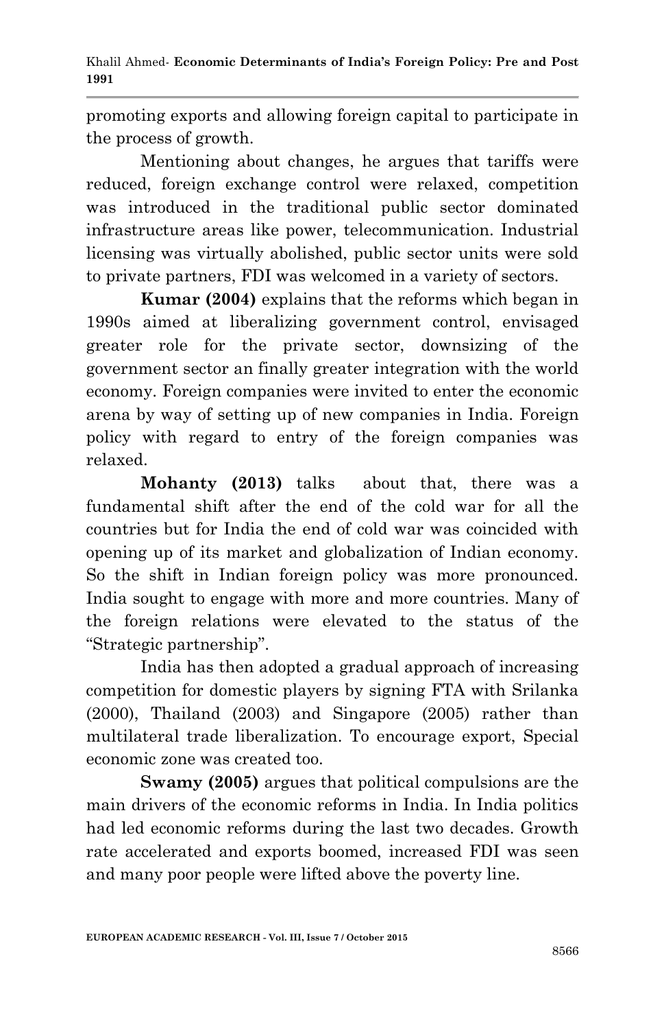promoting exports and allowing foreign capital to participate in the process of growth.

Mentioning about changes, he argues that tariffs were reduced, foreign exchange control were relaxed, competition was introduced in the traditional public sector dominated infrastructure areas like power, telecommunication. Industrial licensing was virtually abolished, public sector units were sold to private partners, FDI was welcomed in a variety of sectors.

**Kumar (2004)** explains that the reforms which began in 1990s aimed at liberalizing government control, envisaged greater role for the private sector, downsizing of the government sector an finally greater integration with the world economy. Foreign companies were invited to enter the economic arena by way of setting up of new companies in India. Foreign policy with regard to entry of the foreign companies was relaxed.

**Mohanty (2013)** talks about that, there was a fundamental shift after the end of the cold war for all the countries but for India the end of cold war was coincided with opening up of its market and globalization of Indian economy. So the shift in Indian foreign policy was more pronounced. India sought to engage with more and more countries. Many of the foreign relations were elevated to the status of the "Strategic partnership".

India has then adopted a gradual approach of increasing competition for domestic players by signing FTA with Srilanka (2000), Thailand (2003) and Singapore (2005) rather than multilateral trade liberalization. To encourage export, Special economic zone was created too.

**Swamy (2005)** argues that political compulsions are the main drivers of the economic reforms in India. In India politics had led economic reforms during the last two decades. Growth rate accelerated and exports boomed, increased FDI was seen and many poor people were lifted above the poverty line.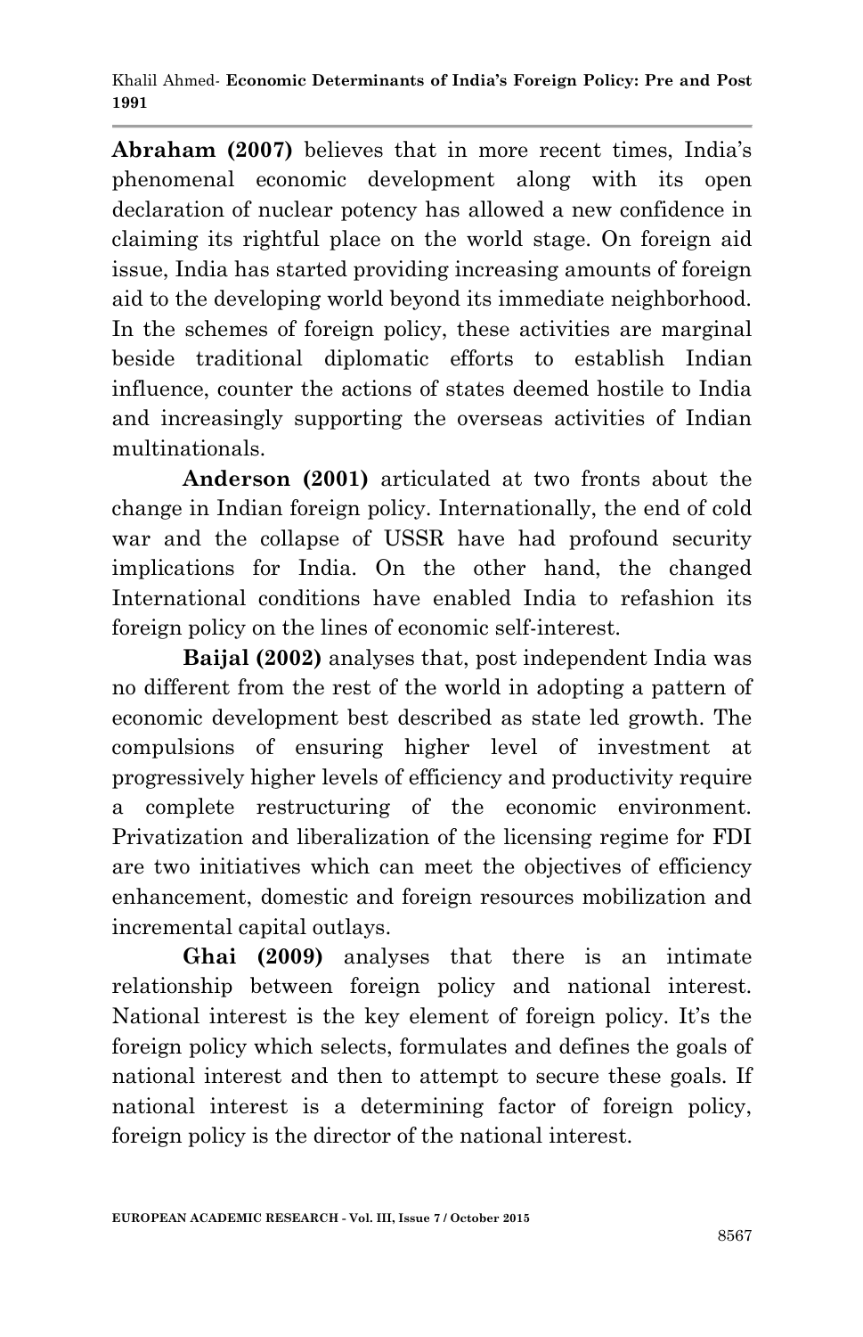**Abraham (2007)** believes that in more recent times, India's phenomenal economic development along with its open declaration of nuclear potency has allowed a new confidence in claiming its rightful place on the world stage. On foreign aid issue, India has started providing increasing amounts of foreign aid to the developing world beyond its immediate neighborhood. In the schemes of foreign policy, these activities are marginal beside traditional diplomatic efforts to establish Indian influence, counter the actions of states deemed hostile to India and increasingly supporting the overseas activities of Indian multinationals.

**Anderson (2001)** articulated at two fronts about the change in Indian foreign policy. Internationally, the end of cold war and the collapse of USSR have had profound security implications for India. On the other hand, the changed International conditions have enabled India to refashion its foreign policy on the lines of economic self-interest.

**Baijal (2002)** analyses that, post independent India was no different from the rest of the world in adopting a pattern of economic development best described as state led growth. The compulsions of ensuring higher level of investment at progressively higher levels of efficiency and productivity require a complete restructuring of the economic environment. Privatization and liberalization of the licensing regime for FDI are two initiatives which can meet the objectives of efficiency enhancement, domestic and foreign resources mobilization and incremental capital outlays.

**Ghai (2009)** analyses that there is an intimate relationship between foreign policy and national interest. National interest is the key element of foreign policy. It's the foreign policy which selects, formulates and defines the goals of national interest and then to attempt to secure these goals. If national interest is a determining factor of foreign policy, foreign policy is the director of the national interest.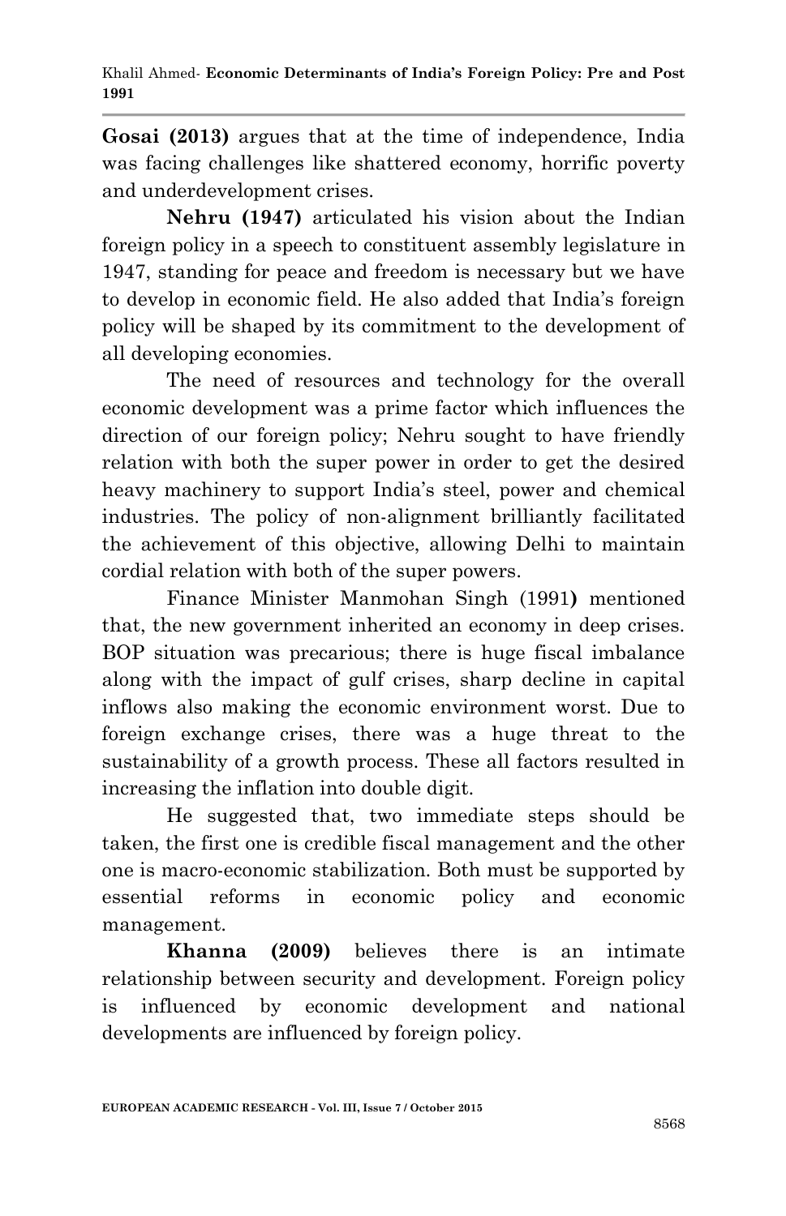**Gosai (2013)** argues that at the time of independence, India was facing challenges like shattered economy, horrific poverty and underdevelopment crises.

**Nehru (1947)** articulated his vision about the Indian foreign policy in a speech to constituent assembly legislature in 1947, standing for peace and freedom is necessary but we have to develop in economic field. He also added that India's foreign policy will be shaped by its commitment to the development of all developing economies.

The need of resources and technology for the overall economic development was a prime factor which influences the direction of our foreign policy; Nehru sought to have friendly relation with both the super power in order to get the desired heavy machinery to support India's steel, power and chemical industries. The policy of non-alignment brilliantly facilitated the achievement of this objective, allowing Delhi to maintain cordial relation with both of the super powers.

Finance Minister Manmohan Singh (1991**)** mentioned that, the new government inherited an economy in deep crises. BOP situation was precarious; there is huge fiscal imbalance along with the impact of gulf crises, sharp decline in capital inflows also making the economic environment worst. Due to foreign exchange crises, there was a huge threat to the sustainability of a growth process. These all factors resulted in increasing the inflation into double digit.

He suggested that, two immediate steps should be taken, the first one is credible fiscal management and the other one is macro-economic stabilization. Both must be supported by essential reforms in economic policy and economic management.

**Khanna (2009)** believes there is an intimate relationship between security and development. Foreign policy is influenced by economic development and national developments are influenced by foreign policy.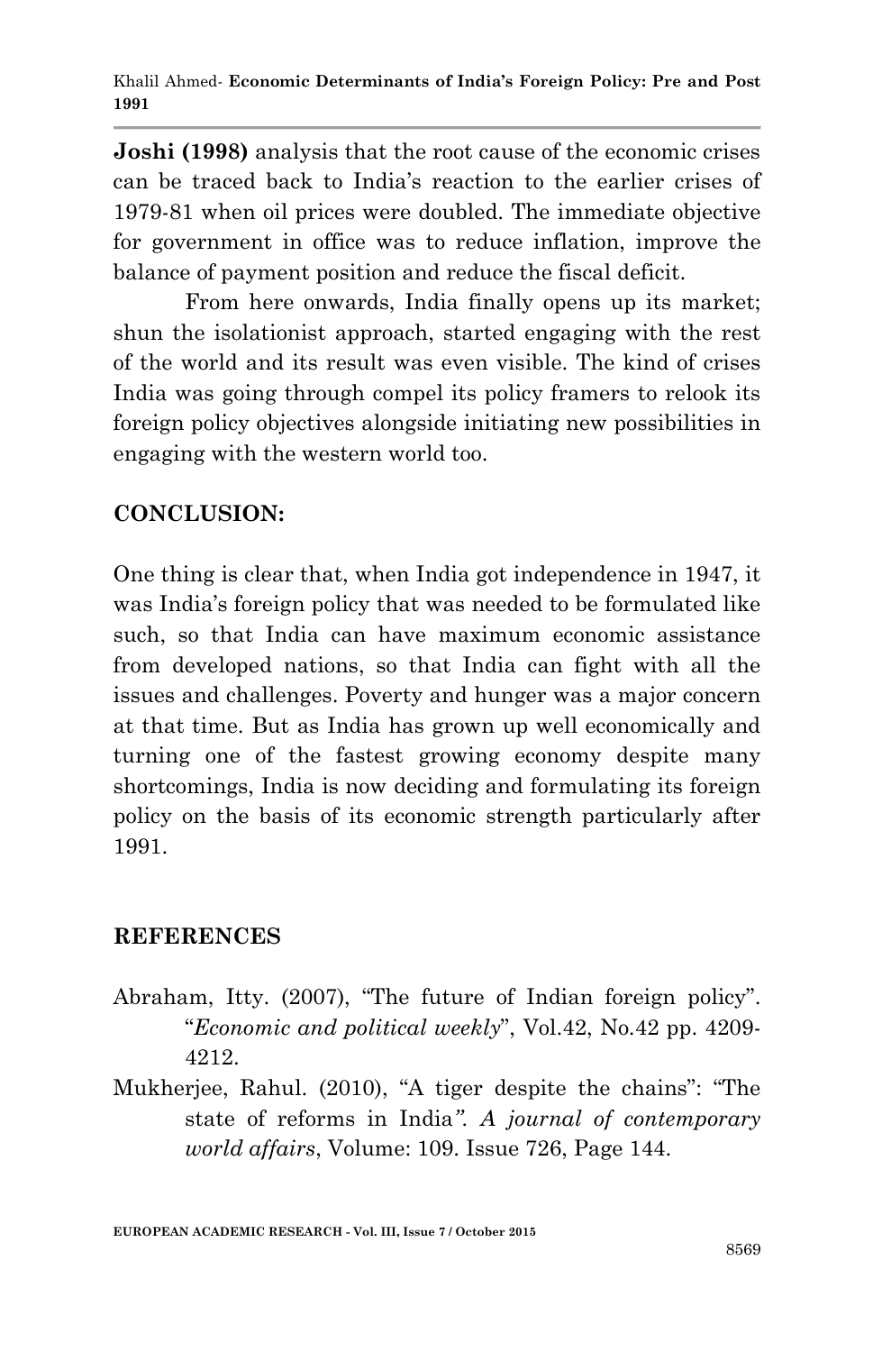**Joshi (1998)** analysis that the root cause of the economic crises can be traced back to India's reaction to the earlier crises of 1979-81 when oil prices were doubled. The immediate objective for government in office was to reduce inflation, improve the balance of payment position and reduce the fiscal deficit.

From here onwards, India finally opens up its market; shun the isolationist approach, started engaging with the rest of the world and its result was even visible. The kind of crises India was going through compel its policy framers to relook its foreign policy objectives alongside initiating new possibilities in engaging with the western world too.

## CONCLUSION:

One thing is clear that, when India got independence in 1947, it was India's foreign policy that was needed to be formulated like such, so that India can have maximum economic assistance from developed nations, so that India can fight with all the issues and challenges. Poverty and hunger was a major concern at that time. But as India has grown up well economically and turning one of the fastest growing economy despite many shortcomings, India is now deciding and formulating its foreign policy on the basis of its economic strength particularly after 1991.

## REFERENCES

Abraham, Itty. (2007), "The future of Indian foreign policy". "*Economic and political weekly*", Vol.42, No.42 pp. 4209-4212.

Mukherjee, Rahul. (2010), "A tiger despite the chains": "The state of reforms in India". *A journal of contemporary world affairs*, Volume: 109. Issue 726, Page 144.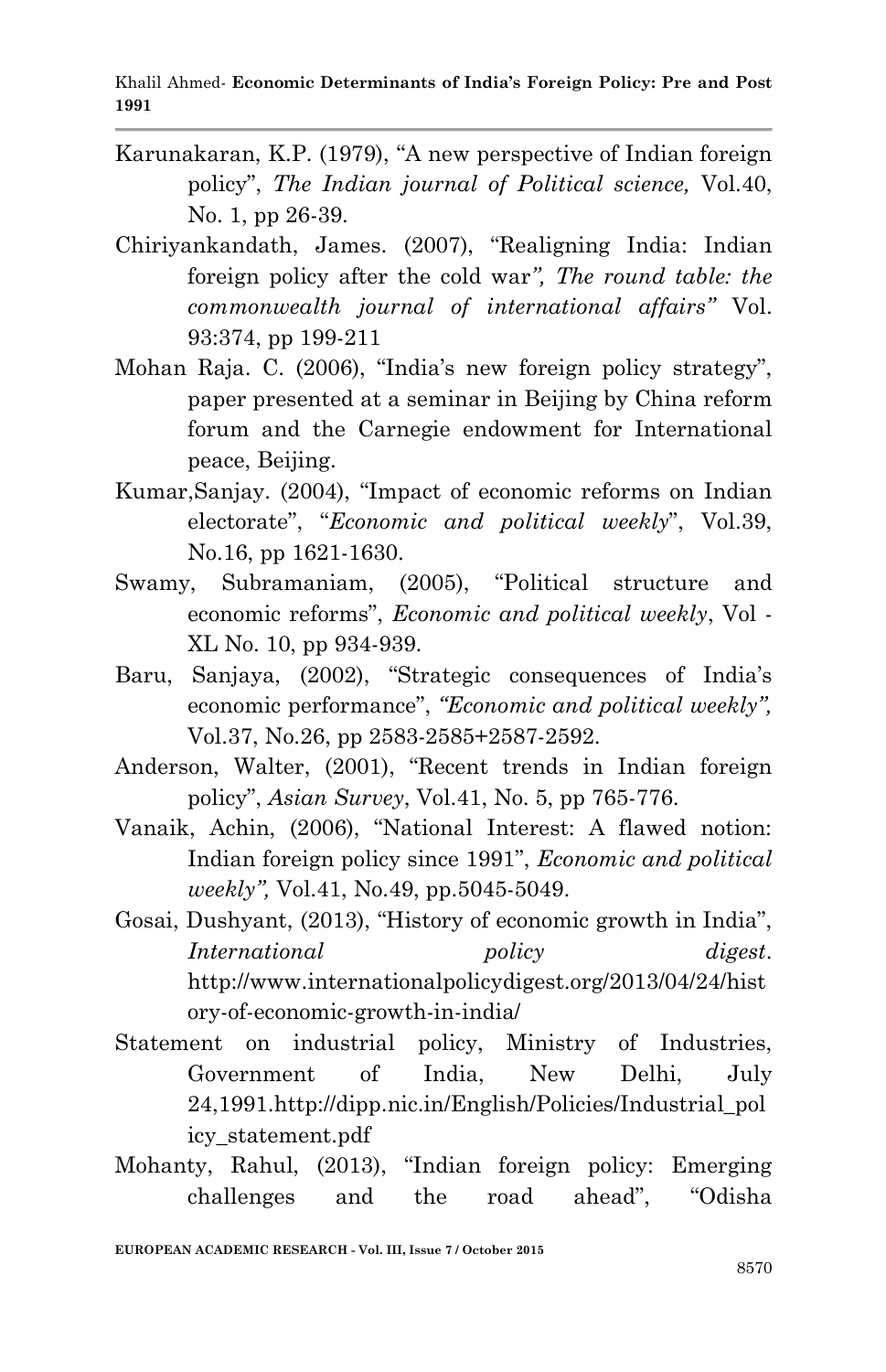Karunakaran, K.P. (1979), "A new perspective of Indian foreign policy", *The Indian journal of Political science,* Vol.40, No. 1, pp 26-39.

Chiriyankandath, James. (2007), "Realigning India: Indian foreign policy after the cold war*", The round table: the commonwealth journal of international affairs"* Vol. 93:374, pp 199-211

Mohan Raja. C. (2006), "India's new foreign policy strategy", paper presented at a seminar in Beijing by China reform forum and the Carnegie endowment for International peace, Beijing.

Kumar,Sanjay. (2004), "Impact of economic reforms on Indian electorate", "*Economic and political weekly*", Vol.39, No.16, pp 1621-1630.

Swamy, Subramaniam, (2005), "Political structure and economic reforms", *Economic and political weekly*, Vol - XL No. 10, pp 934-939.

Baru, Sanjaya, (2002), "Strategic consequences of India's economic performance", *"Economic and political weekly",* Vol.37, No.26, pp 2583-2585+2587-2592.

Anderson, Walter, (2001), "Recent trends in Indian foreign policy", *Asian Survey*, Vol.41, No. 5, pp 765-776.

Vanaik, Achin, (2006), "National Interest: A flawed notion: Indian foreign policy since 1991", *Economic and political weekly",* Vol.41, No.49, pp.5045-5049.

Gosai, Dushyant, (2013), "History of economic growth in India", *International policy digest*. http://www.internationalpolicydigest.org/2013/04/24/history-of-economic-growth-in-india/

Statement on industrial policy, Ministry of Industries, Government of India, New Delhi, July 24,1991.http://dipp.nic.in/English/Policies/Industrial_policy_statement.pdf

Mohanty, Rahul, (2013), "Indian foreign policy: Emerging challenges and the road ahead", "Odisha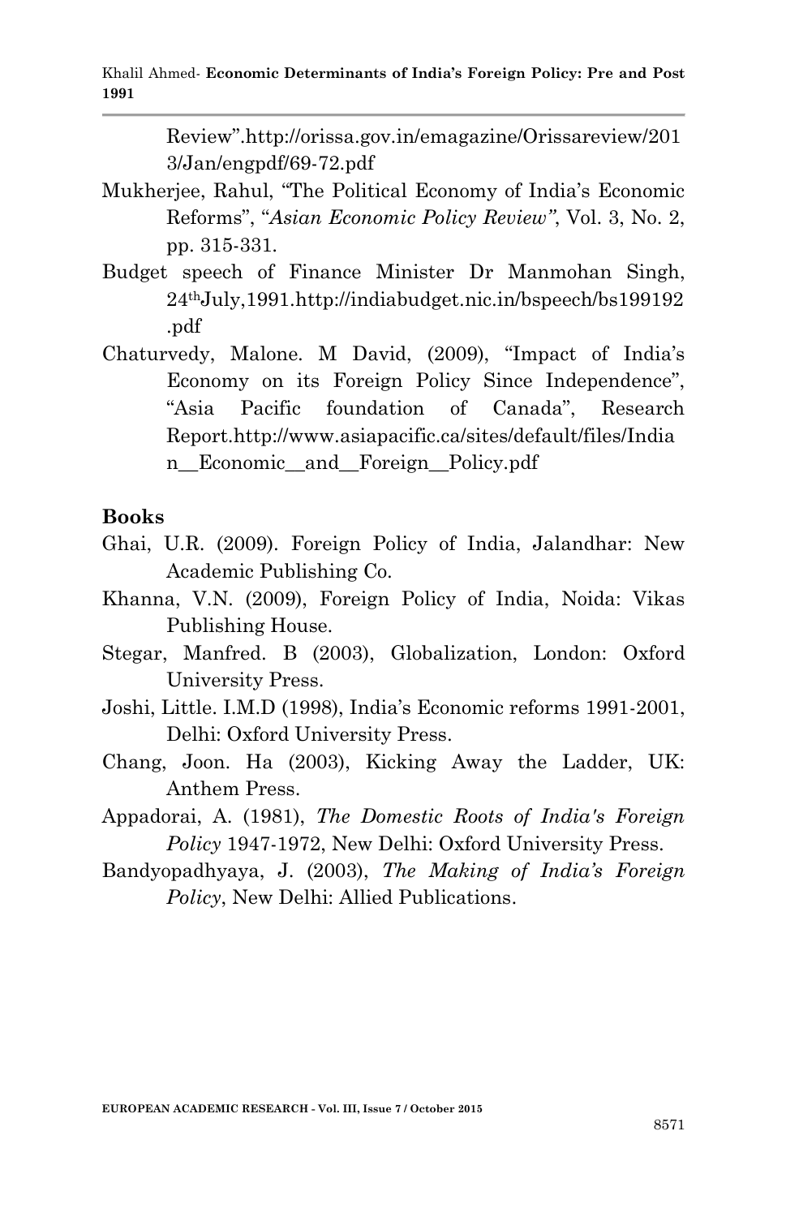Review".http://orissa.gov.in/emagazine/Orissareview/2013/Jan/engpdf/69-72.pdf

Mukherjee, Rahul, "The Political Economy of India's Economic Reforms", "*Asian Economic Policy Review"*, Vol. 3, No. 2, pp. 315-331.

Budget speech of Finance Minister Dr Manmohan Singh, 24thJuly,1991.http://indiabudget.nic.in/bspeech/bs199192.pdf

Chaturvedy, Malone. M David, (2009), "Impact of India's Economy on its Foreign Policy Since Independence", "Asia Pacific foundation of Canada", Research Report.http://www.asiapacific.ca/sites/default/files/Indian__Economic__and__Foreign__Policy.pdf

**Books**

Ghai, U.R. (2009). Foreign Policy of India, Jalandhar: New Academic Publishing Co.

Khanna, V.N. (2009), Foreign Policy of India, Noida: Vikas Publishing House.

Stegar, Manfred. B (2003), Globalization, London: Oxford University Press.

Joshi, Little. I.M.D (1998), India's Economic reforms 1991-2001, Delhi: Oxford University Press.

Chang, Joon. Ha (2003), Kicking Away the Ladder, UK: Anthem Press.

Appadorai, A. (1981), *The Domestic Roots of India's Foreign Policy* 1947-1972, New Delhi: Oxford University Press.

Bandyopadhyaya, J. (2003), *The Making of India's Foreign Policy*, New Delhi: Allied Publications.